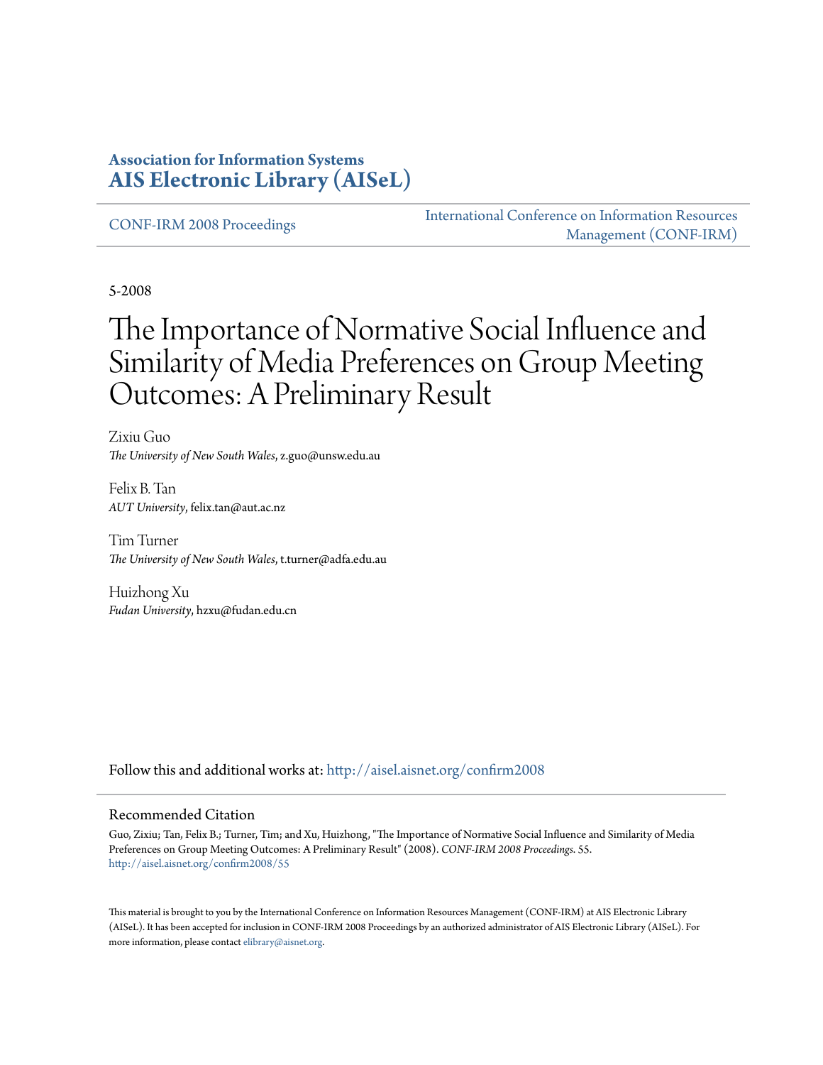**Association for Information Systems**
**AIS Electronic Library (AISeL)**

CONF-IRM 2008 Proceedings

International Conference on Information Resources Management (CONF-IRM)

5-2008

# The Importance of Normative Social Influence and Similarity of Media Preferences on Group Meeting Outcomes: A Preliminary Result

Zixiu Guo
*The University of New South Wales*, z.guo@unsw.edu.au

Felix B. Tan
*AUT University*, felix.tan@aut.ac.nz

Tim Turner
*The University of New South Wales*, t.turner@adfa.edu.au

Huizhong Xu
*Fudan University*, hzxu@fudan.edu.cn

Follow this and additional works at: http://aisel.aisnet.org/confirm2008

## Recommended Citation

Guo, Zixiu; Tan, Felix B.; Turner, Tim; and Xu, Huizhong, "The Importance of Normative Social Influence and Similarity of Media Preferences on Group Meeting Outcomes: A Preliminary Result" (2008). *CONF-IRM 2008 Proceedings*. 55.
http://aisel.aisnet.org/confirm2008/55

This material is brought to you by the International Conference on Information Resources Management (CONF-IRM) at AIS Electronic Library (AISeL). It has been accepted for inclusion in CONF-IRM 2008 Proceedings by an authorized administrator of AIS Electronic Library (AISeL). For more information, please contact elibrary@aisnet.org.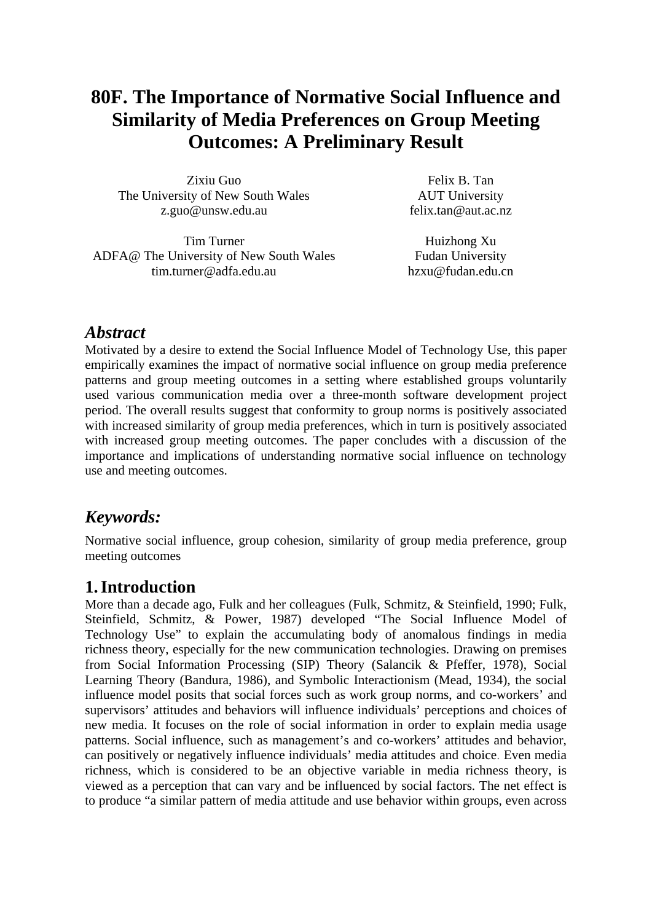# 80F. The Importance of Normative Social Influence and Similarity of Media Preferences on Group Meeting Outcomes: A Preliminary Result

Zixiu Guo
The University of New South Wales
z.guo@unsw.edu.au

Felix B. Tan
AUT University
felix.tan@aut.ac.nz

Tim Turner
ADFA@ The University of New South Wales
tim.turner@adfa.edu.au

Huizhong Xu
Fudan University
hzxu@fudan.edu.cn

## *Abstract*

Motivated by a desire to extend the Social Influence Model of Technology Use, this paper empirically examines the impact of normative social influence on group media preference patterns and group meeting outcomes in a setting where established groups voluntarily used various communication media over a three-month software development project period. The overall results suggest that conformity to group norms is positively associated with increased similarity of group media preferences, which in turn is positively associated with increased group meeting outcomes. The paper concludes with a discussion of the importance and implications of understanding normative social influence on technology use and meeting outcomes.

## *Keywords:*

Normative social influence, group cohesion, similarity of group media preference, group meeting outcomes

## 1. Introduction

More than a decade ago, Fulk and her colleagues (Fulk, Schmitz, & Steinfield, 1990; Fulk, Steinfield, Schmitz, & Power, 1987) developed "The Social Influence Model of Technology Use" to explain the accumulating body of anomalous findings in media richness theory, especially for the new communication technologies. Drawing on premises from Social Information Processing (SIP) Theory (Salancik & Pfeffer, 1978), Social Learning Theory (Bandura, 1986), and Symbolic Interactionism (Mead, 1934), the social influence model posits that social forces such as work group norms, and co-workers' and supervisors' attitudes and behaviors will influence individuals' perceptions and choices of new media. It focuses on the role of social information in order to explain media usage patterns. Social influence, such as management's and co-workers' attitudes and behavior, can positively or negatively influence individuals' media attitudes and choice. Even media richness, which is considered to be an objective variable in media richness theory, is viewed as a perception that can vary and be influenced by social factors. The net effect is to produce "a similar pattern of media attitude and use behavior within groups, even across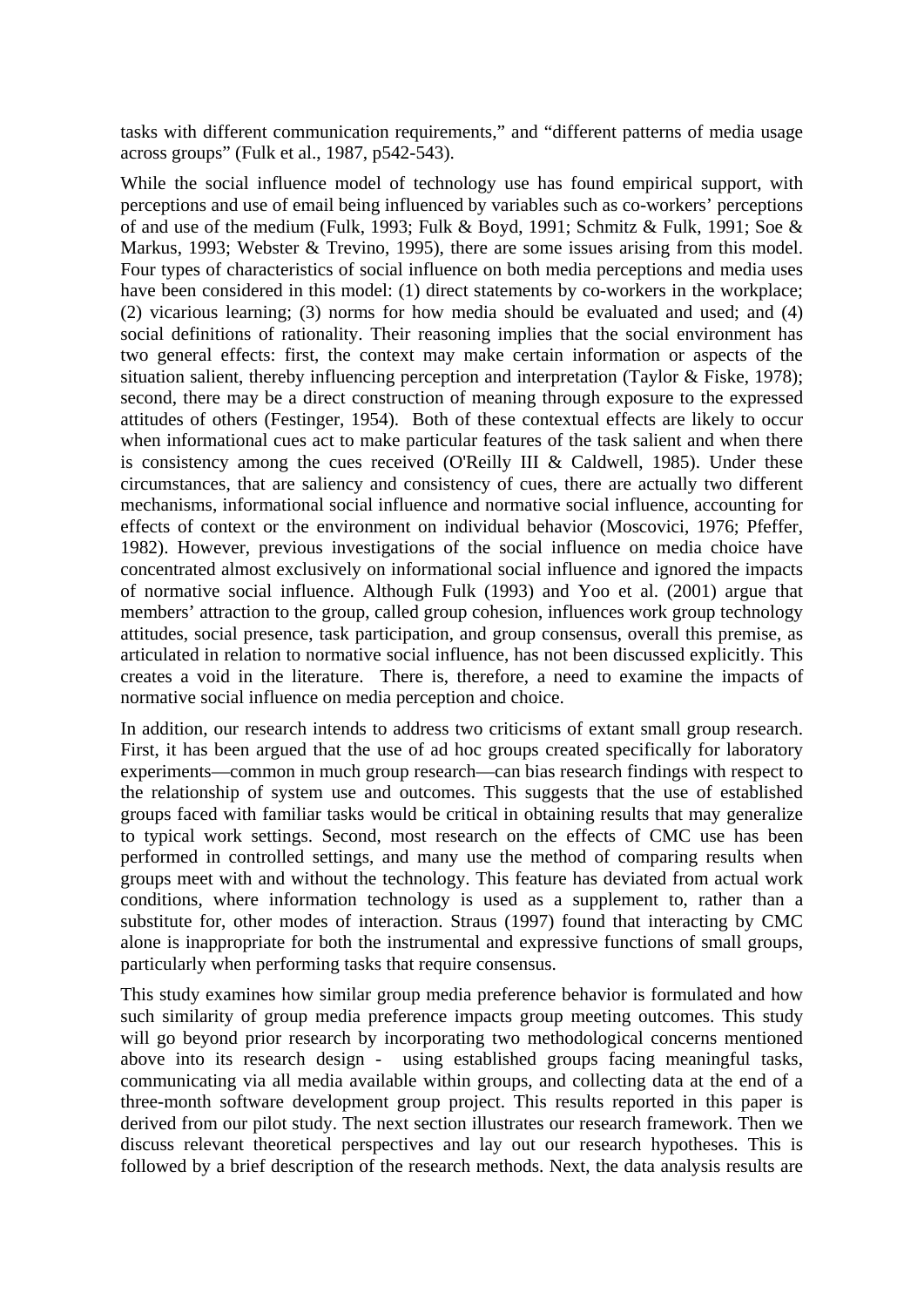tasks with different communication requirements," and "different patterns of media usage across groups" (Fulk et al., 1987, p542-543).

While the social influence model of technology use has found empirical support, with perceptions and use of email being influenced by variables such as co-workers' perceptions of and use of the medium (Fulk, 1993; Fulk & Boyd, 1991; Schmitz & Fulk, 1991; Soe & Markus, 1993; Webster & Trevino, 1995), there are some issues arising from this model. Four types of characteristics of social influence on both media perceptions and media uses have been considered in this model: (1) direct statements by co-workers in the workplace; (2) vicarious learning; (3) norms for how media should be evaluated and used; and (4) social definitions of rationality. Their reasoning implies that the social environment has two general effects: first, the context may make certain information or aspects of the situation salient, thereby influencing perception and interpretation (Taylor & Fiske, 1978); second, there may be a direct construction of meaning through exposure to the expressed attitudes of others (Festinger, 1954). Both of these contextual effects are likely to occur when informational cues act to make particular features of the task salient and when there is consistency among the cues received (O'Reilly III & Caldwell, 1985). Under these circumstances, that are saliency and consistency of cues, there are actually two different mechanisms, informational social influence and normative social influence, accounting for effects of context or the environment on individual behavior (Moscovici, 1976; Pfeffer, 1982). However, previous investigations of the social influence on media choice have concentrated almost exclusively on informational social influence and ignored the impacts of normative social influence. Although Fulk (1993) and Yoo et al. (2001) argue that members' attraction to the group, called group cohesion, influences work group technology attitudes, social presence, task participation, and group consensus, overall this premise, as articulated in relation to normative social influence, has not been discussed explicitly. This creates a void in the literature. There is, therefore, a need to examine the impacts of normative social influence on media perception and choice.

In addition, our research intends to address two criticisms of extant small group research. First, it has been argued that the use of ad hoc groups created specifically for laboratory experiments—common in much group research—can bias research findings with respect to the relationship of system use and outcomes. This suggests that the use of established groups faced with familiar tasks would be critical in obtaining results that may generalize to typical work settings. Second, most research on the effects of CMC use has been performed in controlled settings, and many use the method of comparing results when groups meet with and without the technology. This feature has deviated from actual work conditions, where information technology is used as a supplement to, rather than a substitute for, other modes of interaction. Straus (1997) found that interacting by CMC alone is inappropriate for both the instrumental and expressive functions of small groups, particularly when performing tasks that require consensus.

This study examines how similar group media preference behavior is formulated and how such similarity of group media preference impacts group meeting outcomes. This study will go beyond prior research by incorporating two methodological concerns mentioned above into its research design - using established groups facing meaningful tasks, communicating via all media available within groups, and collecting data at the end of a three-month software development group project. This results reported in this paper is derived from our pilot study. The next section illustrates our research framework. Then we discuss relevant theoretical perspectives and lay out our research hypotheses. This is followed by a brief description of the research methods. Next, the data analysis results are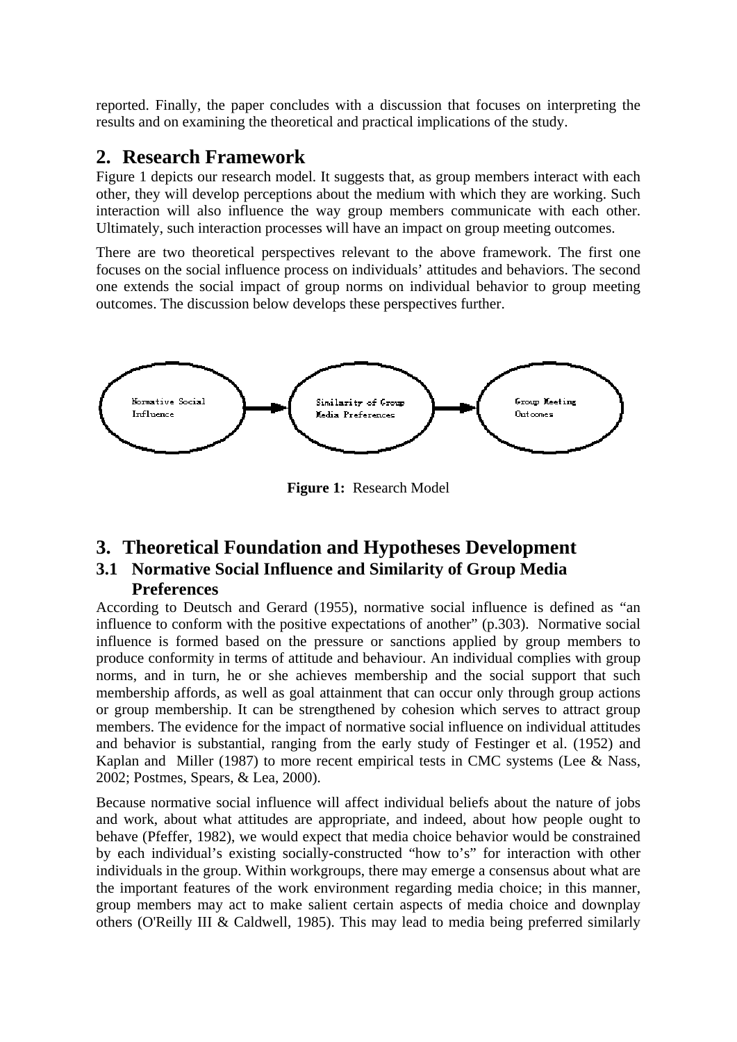reported. Finally, the paper concludes with a discussion that focuses on interpreting the results and on examining the theoretical and practical implications of the study.

## 2. Research Framework

Figure 1 depicts our research model. It suggests that, as group members interact with each other, they will develop perceptions about the medium with which they are working. Such interaction will also influence the way group members communicate with each other. Ultimately, such interaction processes will have an impact on group meeting outcomes.

There are two theoretical perspectives relevant to the above framework. The first one focuses on the social influence process on individuals' attitudes and behaviors. The second one extends the social impact of group norms on individual behavior to group meeting outcomes. The discussion below develops these perspectives further.

Normative Social Influence → Similarity of Group Media Preferences → Group Meeting Outcomes

**Figure 1:** Research Model

## 3. Theoretical Foundation and Hypotheses Development

### 3.1 Normative Social Influence and Similarity of Group Media Preferences

According to Deutsch and Gerard (1955), normative social influence is defined as "an influence to conform with the positive expectations of another" (p.303). Normative social influence is formed based on the pressure or sanctions applied by group members to produce conformity in terms of attitude and behaviour. An individual complies with group norms, and in turn, he or she achieves membership and the social support that such membership affords, as well as goal attainment that can occur only through group actions or group membership. It can be strengthened by cohesion which serves to attract group members. The evidence for the impact of normative social influence on individual attitudes and behavior is substantial, ranging from the early study of Festinger et al. (1952) and Kaplan and Miller (1987) to more recent empirical tests in CMC systems (Lee & Nass, 2002; Postmes, Spears, & Lea, 2000).

Because normative social influence will affect individual beliefs about the nature of jobs and work, about what attitudes are appropriate, and indeed, about how people ought to behave (Pfeffer, 1982), we would expect that media choice behavior would be constrained by each individual's existing socially-constructed "how to's" for interaction with other individuals in the group. Within workgroups, there may emerge a consensus about what are the important features of the work environment regarding media choice; in this manner, group members may act to make salient certain aspects of media choice and downplay others (O'Reilly III & Caldwell, 1985). This may lead to media being preferred similarly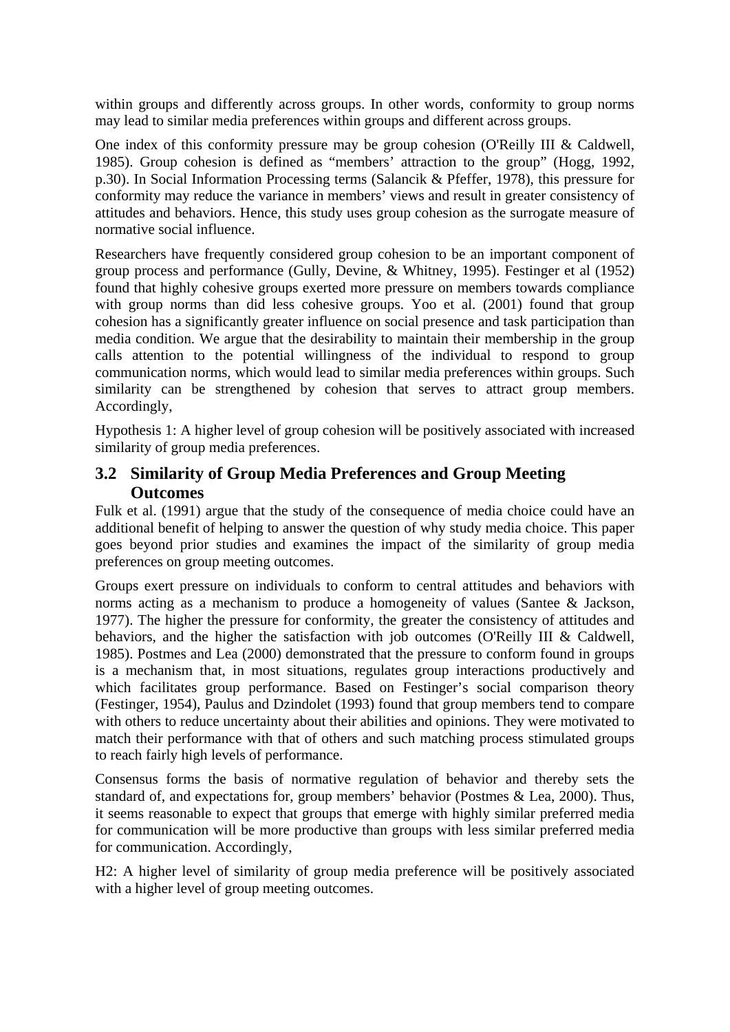within groups and differently across groups. In other words, conformity to group norms may lead to similar media preferences within groups and different across groups.

One index of this conformity pressure may be group cohesion (O'Reilly III & Caldwell, 1985). Group cohesion is defined as "members' attraction to the group" (Hogg, 1992, p.30). In Social Information Processing terms (Salancik & Pfeffer, 1978), this pressure for conformity may reduce the variance in members' views and result in greater consistency of attitudes and behaviors. Hence, this study uses group cohesion as the surrogate measure of normative social influence.

Researchers have frequently considered group cohesion to be an important component of group process and performance (Gully, Devine, & Whitney, 1995). Festinger et al (1952) found that highly cohesive groups exerted more pressure on members towards compliance with group norms than did less cohesive groups. Yoo et al. (2001) found that group cohesion has a significantly greater influence on social presence and task participation than media condition. We argue that the desirability to maintain their membership in the group calls attention to the potential willingness of the individual to respond to group communication norms, which would lead to similar media preferences within groups. Such similarity can be strengthened by cohesion that serves to attract group members. Accordingly,

Hypothesis 1: A higher level of group cohesion will be positively associated with increased similarity of group media preferences.

## 3.2 Similarity of Group Media Preferences and Group Meeting Outcomes

Fulk et al. (1991) argue that the study of the consequence of media choice could have an additional benefit of helping to answer the question of why study media choice. This paper goes beyond prior studies and examines the impact of the similarity of group media preferences on group meeting outcomes.

Groups exert pressure on individuals to conform to central attitudes and behaviors with norms acting as a mechanism to produce a homogeneity of values (Santee & Jackson, 1977). The higher the pressure for conformity, the greater the consistency of attitudes and behaviors, and the higher the satisfaction with job outcomes (O'Reilly III & Caldwell, 1985). Postmes and Lea (2000) demonstrated that the pressure to conform found in groups is a mechanism that, in most situations, regulates group interactions productively and which facilitates group performance. Based on Festinger's social comparison theory (Festinger, 1954), Paulus and Dzindolet (1993) found that group members tend to compare with others to reduce uncertainty about their abilities and opinions. They were motivated to match their performance with that of others and such matching process stimulated groups to reach fairly high levels of performance.

Consensus forms the basis of normative regulation of behavior and thereby sets the standard of, and expectations for, group members' behavior (Postmes & Lea, 2000). Thus, it seems reasonable to expect that groups that emerge with highly similar preferred media for communication will be more productive than groups with less similar preferred media for communication. Accordingly,

H2: A higher level of similarity of group media preference will be positively associated with a higher level of group meeting outcomes.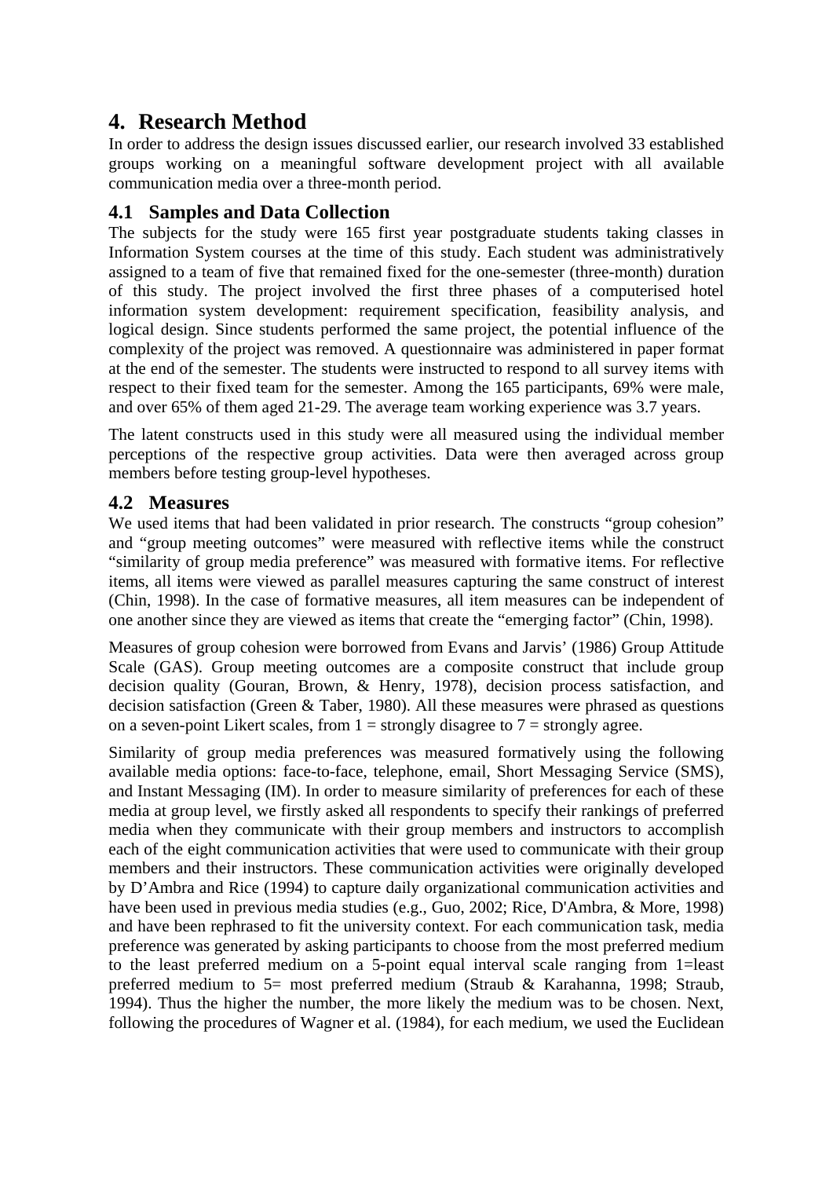# 4. Research Method

In order to address the design issues discussed earlier, our research involved 33 established groups working on a meaningful software development project with all available communication media over a three-month period.

## 4.1 Samples and Data Collection

The subjects for the study were 165 first year postgraduate students taking classes in Information System courses at the time of this study. Each student was administratively assigned to a team of five that remained fixed for the one-semester (three-month) duration of this study. The project involved the first three phases of a computerised hotel information system development: requirement specification, feasibility analysis, and logical design. Since students performed the same project, the potential influence of the complexity of the project was removed. A questionnaire was administered in paper format at the end of the semester. The students were instructed to respond to all survey items with respect to their fixed team for the semester. Among the 165 participants, 69% were male, and over 65% of them aged 21-29. The average team working experience was 3.7 years.

The latent constructs used in this study were all measured using the individual member perceptions of the respective group activities. Data were then averaged across group members before testing group-level hypotheses.

## 4.2 Measures

We used items that had been validated in prior research. The constructs "group cohesion" and "group meeting outcomes" were measured with reflective items while the construct "similarity of group media preference" was measured with formative items. For reflective items, all items were viewed as parallel measures capturing the same construct of interest (Chin, 1998). In the case of formative measures, all item measures can be independent of one another since they are viewed as items that create the "emerging factor" (Chin, 1998).

Measures of group cohesion were borrowed from Evans and Jarvis' (1986) Group Attitude Scale (GAS). Group meeting outcomes are a composite construct that include group decision quality (Gouran, Brown, & Henry, 1978), decision process satisfaction, and decision satisfaction (Green & Taber, 1980). All these measures were phrased as questions on a seven-point Likert scales, from 1 = strongly disagree to 7 = strongly agree.

Similarity of group media preferences was measured formatively using the following available media options: face-to-face, telephone, email, Short Messaging Service (SMS), and Instant Messaging (IM). In order to measure similarity of preferences for each of these media at group level, we firstly asked all respondents to specify their rankings of preferred media when they communicate with their group members and instructors to accomplish each of the eight communication activities that were used to communicate with their group members and their instructors. These communication activities were originally developed by D'Ambra and Rice (1994) to capture daily organizational communication activities and have been used in previous media studies (e.g., Guo, 2002; Rice, D'Ambra, & More, 1998) and have been rephrased to fit the university context. For each communication task, media preference was generated by asking participants to choose from the most preferred medium to the least preferred medium on a 5-point equal interval scale ranging from 1=least preferred medium to 5= most preferred medium (Straub & Karahanna, 1998; Straub, 1994). Thus the higher the number, the more likely the medium was to be chosen. Next, following the procedures of Wagner et al. (1984), for each medium, we used the Euclidean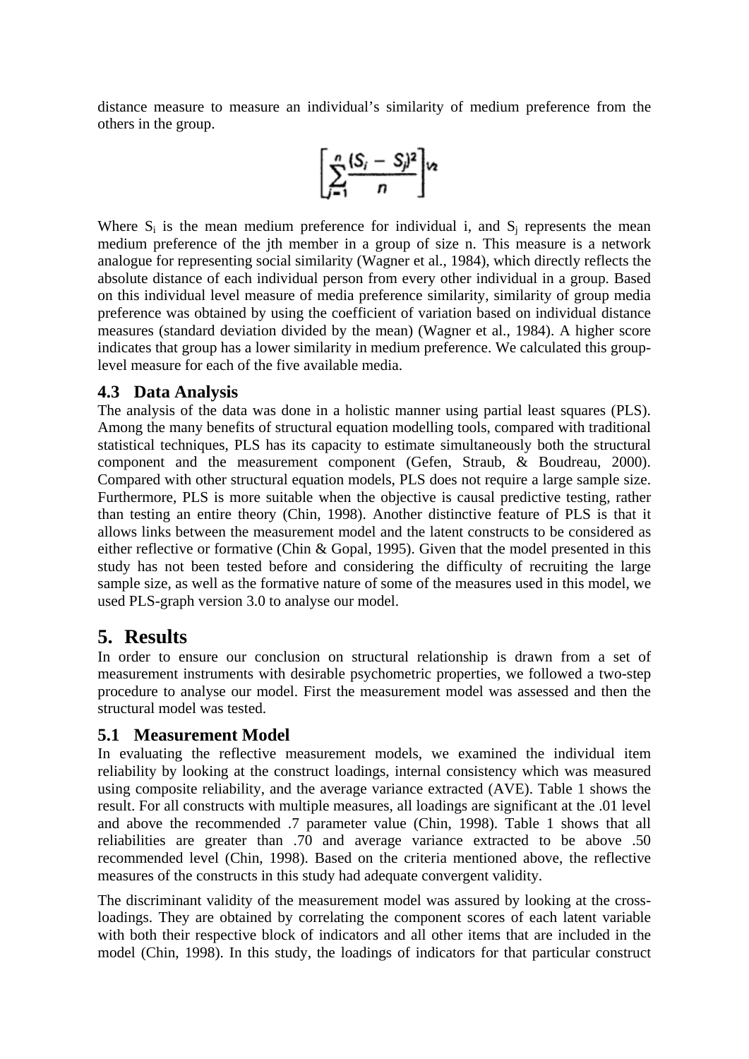distance measure to measure an individual's similarity of medium preference from the others in the group.

$$\left[\sum_{j=1}^{n}\frac{(S_i - S_j)^2}{n}\right]^{1/2}$$

Where $S_i$ is the mean medium preference for individual i, and $S_j$ represents the mean medium preference of the jth member in a group of size n. This measure is a network analogue for representing social similarity (Wagner et al., 1984), which directly reflects the absolute distance of each individual person from every other individual in a group. Based on this individual level measure of media preference similarity, similarity of group media preference was obtained by using the coefficient of variation based on individual distance measures (standard deviation divided by the mean) (Wagner et al., 1984). A higher score indicates that group has a lower similarity in medium preference. We calculated this group-level measure for each of the five available media.

### 4.3 Data Analysis

The analysis of the data was done in a holistic manner using partial least squares (PLS). Among the many benefits of structural equation modelling tools, compared with traditional statistical techniques, PLS has its capacity to estimate simultaneously both the structural component and the measurement component (Gefen, Straub, & Boudreau, 2000). Compared with other structural equation models, PLS does not require a large sample size. Furthermore, PLS is more suitable when the objective is causal predictive testing, rather than testing an entire theory (Chin, 1998). Another distinctive feature of PLS is that it allows links between the measurement model and the latent constructs to be considered as either reflective or formative (Chin & Gopal, 1995). Given that the model presented in this study has not been tested before and considering the difficulty of recruiting the large sample size, as well as the formative nature of some of the measures used in this model, we used PLS-graph version 3.0 to analyse our model.

## 5. Results

In order to ensure our conclusion on structural relationship is drawn from a set of measurement instruments with desirable psychometric properties, we followed a two-step procedure to analyse our model. First the measurement model was assessed and then the structural model was tested.

### 5.1 Measurement Model

In evaluating the reflective measurement models, we examined the individual item reliability by looking at the construct loadings, internal consistency which was measured using composite reliability, and the average variance extracted (AVE). Table 1 shows the result. For all constructs with multiple measures, all loadings are significant at the .01 level and above the recommended .7 parameter value (Chin, 1998). Table 1 shows that all reliabilities are greater than .70 and average variance extracted to be above .50 recommended level (Chin, 1998). Based on the criteria mentioned above, the reflective measures of the constructs in this study had adequate convergent validity.

The discriminant validity of the measurement model was assured by looking at the cross-loadings. They are obtained by correlating the component scores of each latent variable with both their respective block of indicators and all other items that are included in the model (Chin, 1998). In this study, the loadings of indicators for that particular construct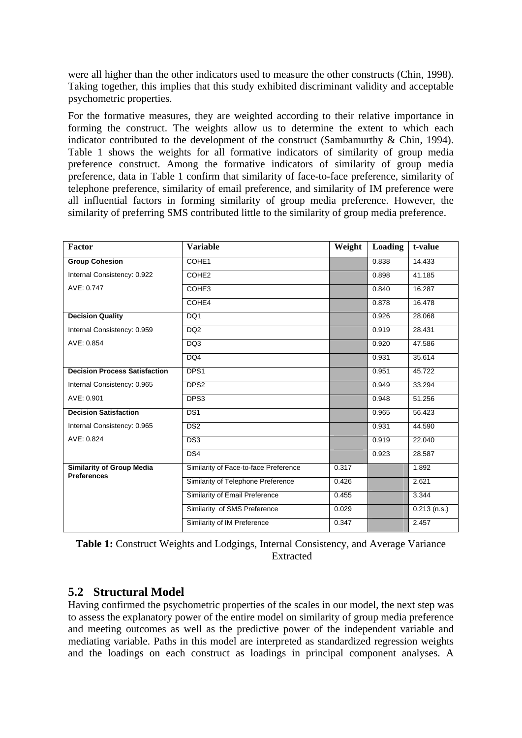were all higher than the other indicators used to measure the other constructs (Chin, 1998). Taking together, this implies that this study exhibited discriminant validity and acceptable psychometric properties.

For the formative measures, they are weighted according to their relative importance in forming the construct. The weights allow us to determine the extent to which each indicator contributed to the development of the construct (Sambamurthy & Chin, 1994). Table 1 shows the weights for all formative indicators of similarity of group media preference construct. Among the formative indicators of similarity of group media preference, data in Table 1 confirm that similarity of face-to-face preference, similarity of telephone preference, similarity of email preference, and similarity of IM preference were all influential factors in forming similarity of group media preference. However, the similarity of preferring SMS contributed little to the similarity of group media preference.

| Factor | Variable | Weight | Loading | t-value |
|---|---|---|---|---|
| **Group Cohesion** | COHE1 | | 0.838 | 14.433 |
| Internal Consistency: 0.922 | COHE2 | | 0.898 | 41.185 |
| AVE: 0.747 | COHE3 | | 0.840 | 16.287 |
| | COHE4 | | 0.878 | 16.478 |
| **Decision Quality** | DQ1 | | 0.926 | 28.068 |
| Internal Consistency: 0.959 | DQ2 | | 0.919 | 28.431 |
| AVE: 0.854 | DQ3 | | 0.920 | 47.586 |
| | DQ4 | | 0.931 | 35.614 |
| **Decision Process Satisfaction** | DPS1 | | 0.951 | 45.722 |
| Internal Consistency: 0.965 | DPS2 | | 0.949 | 33.294 |
| AVE: 0.901 | DPS3 | | 0.948 | 51.256 |
| **Decision Satisfaction** | DS1 | | 0.965 | 56.423 |
| Internal Consistency: 0.965 | DS2 | | 0.931 | 44.590 |
| AVE: 0.824 | DS3 | | 0.919 | 22.040 |
| | DS4 | | 0.923 | 28.587 |
| **Similarity of Group Media Preferences** | Similarity of Face-to-face Preference | 0.317 | | 1.892 |
| | Similarity of Telephone Preference | 0.426 | | 2.621 |
| | Similarity of Email Preference | 0.455 | | 3.344 |
| | Similarity of SMS Preference | 0.029 | | 0.213 (n.s.) |
| | Similarity of IM Preference | 0.347 | | 2.457 |

**Table 1:** Construct Weights and Lodgings, Internal Consistency, and Average Variance Extracted

## 5.2 Structural Model

Having confirmed the psychometric properties of the scales in our model, the next step was to assess the explanatory power of the entire model on similarity of group media preference and meeting outcomes as well as the predictive power of the independent variable and mediating variable. Paths in this model are interpreted as standardized regression weights and the loadings on each construct as loadings in principal component analyses. A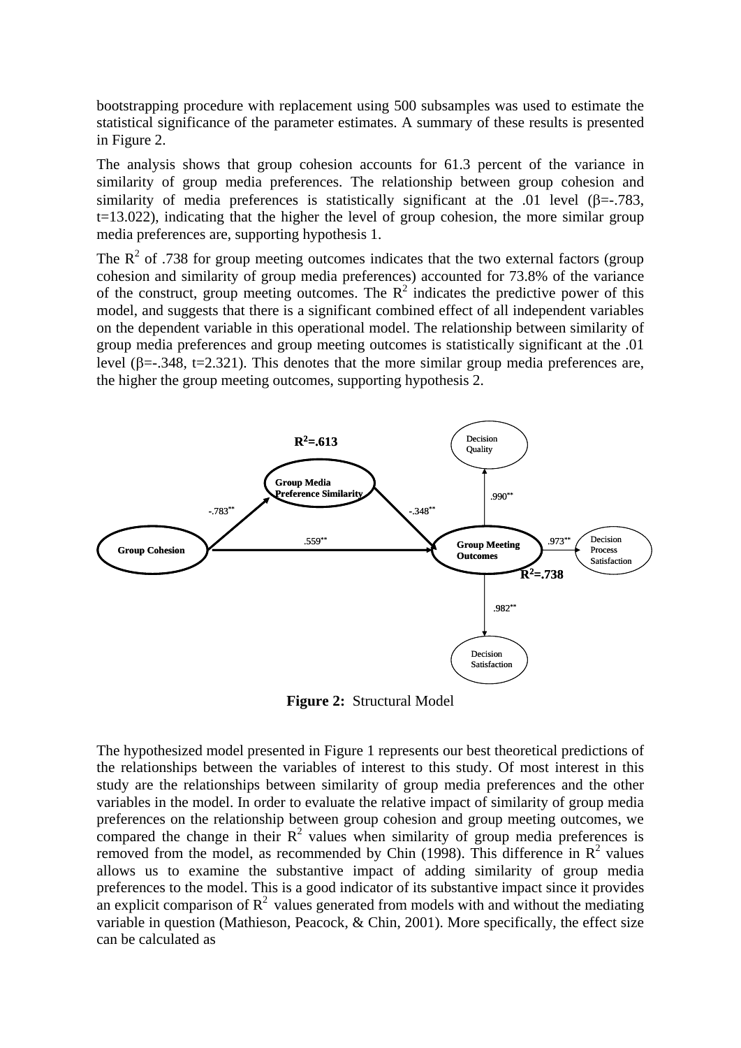bootstrapping procedure with replacement using 500 subsamples was used to estimate the statistical significance of the parameter estimates. A summary of these results is presented in Figure 2.

The analysis shows that group cohesion accounts for 61.3 percent of the variance in similarity of group media preferences. The relationship between group cohesion and similarity of media preferences is statistically significant at the .01 level (β=-.783, t=13.022), indicating that the higher the level of group cohesion, the more similar group media preferences are, supporting hypothesis 1.

The $R^2$ of .738 for group meeting outcomes indicates that the two external factors (group cohesion and similarity of group media preferences) accounted for 73.8% of the variance of the construct, group meeting outcomes. The $R^2$ indicates the predictive power of this model, and suggests that there is a significant combined effect of all independent variables on the dependent variable in this operational model. The relationship between similarity of group media preferences and group meeting outcomes is statistically significant at the .01 level (β=-.348, t=2.321). This denotes that the more similar group media preferences are, the higher the group meeting outcomes, supporting hypothesis 2.

**Figure 2:** Structural Model

The hypothesized model presented in Figure 1 represents our best theoretical predictions of the relationships between the variables of interest to this study. Of most interest in this study are the relationships between similarity of group media preferences and the other variables in the model. In order to evaluate the relative impact of similarity of group media preferences on the relationship between group cohesion and group meeting outcomes, we compared the change in their $R^2$ values when similarity of group media preferences is removed from the model, as recommended by Chin (1998). This difference in $R^2$ values allows us to examine the substantive impact of adding similarity of group media preferences to the model. This is a good indicator of its substantive impact since it provides an explicit comparison of $R^2$ values generated from models with and without the mediating variable in question (Mathieson, Peacock, & Chin, 2001). More specifically, the effect size can be calculated as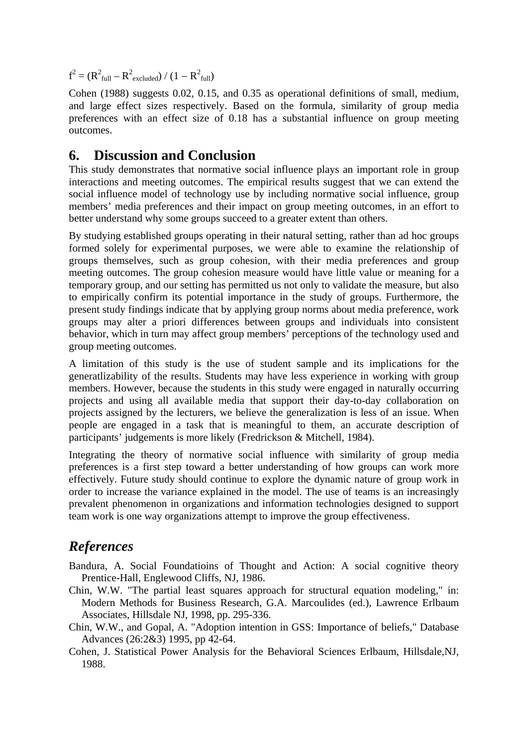$$f^2 = (R^2_{full} - R^2_{excluded}) / (1 - R^2_{full})$$

Cohen (1988) suggests 0.02, 0.15, and 0.35 as operational definitions of small, medium, and large effect sizes respectively. Based on the formula, similarity of group media preferences with an effect size of 0.18 has a substantial influence on group meeting outcomes.

## 6. Discussion and Conclusion

This study demonstrates that normative social influence plays an important role in group interactions and meeting outcomes. The empirical results suggest that we can extend the social influence model of technology use by including normative social influence, group members' media preferences and their impact on group meeting outcomes, in an effort to better understand why some groups succeed to a greater extent than others.

By studying established groups operating in their natural setting, rather than ad hoc groups formed solely for experimental purposes, we were able to examine the relationship of groups themselves, such as group cohesion, with their media preferences and group meeting outcomes. The group cohesion measure would have little value or meaning for a temporary group, and our setting has permitted us not only to validate the measure, but also to empirically confirm its potential importance in the study of groups. Furthermore, the present study findings indicate that by applying group norms about media preference, work groups may alter a priori differences between groups and individuals into consistent behavior, which in turn may affect group members' perceptions of the technology used and group meeting outcomes.

A limitation of this study is the use of student sample and its implications for the generatlizability of the results. Students may have less experience in working with group members. However, because the students in this study were engaged in naturally occurring projects and using all available media that support their day-to-day collaboration on projects assigned by the lecturers, we believe the generalization is less of an issue. When people are engaged in a task that is meaningful to them, an accurate description of participants' judgements is more likely (Fredrickson & Mitchell, 1984).

Integrating the theory of normative social influence with similarity of group media preferences is a first step toward a better understanding of how groups can work more effectively. Future study should continue to explore the dynamic nature of group work in order to increase the variance explained in the model. The use of teams is an increasingly prevalent phenomenon in organizations and information technologies designed to support team work is one way organizations attempt to improve the group effectiveness.

## *References*

Bandura, A. Social Foundatioins of Thought and Action: A social cognitive theory Prentice-Hall, Englewood Cliffs, NJ, 1986.

Chin, W.W. "The partial least squares approach for structural equation modeling," in: Modern Methods for Business Research, G.A. Marcoulides (ed.), Lawrence Erlbaum Associates, Hillsdale NJ, 1998, pp. 295-336.

Chin, W.W., and Gopal, A. "Adoption intention in GSS: Importance of beliefs," Database Advances (26:2&3) 1995, pp 42-64.

Cohen, J. Statistical Power Analysis for the Behavioral Sciences Erlbaum, Hillsdale,NJ, 1988.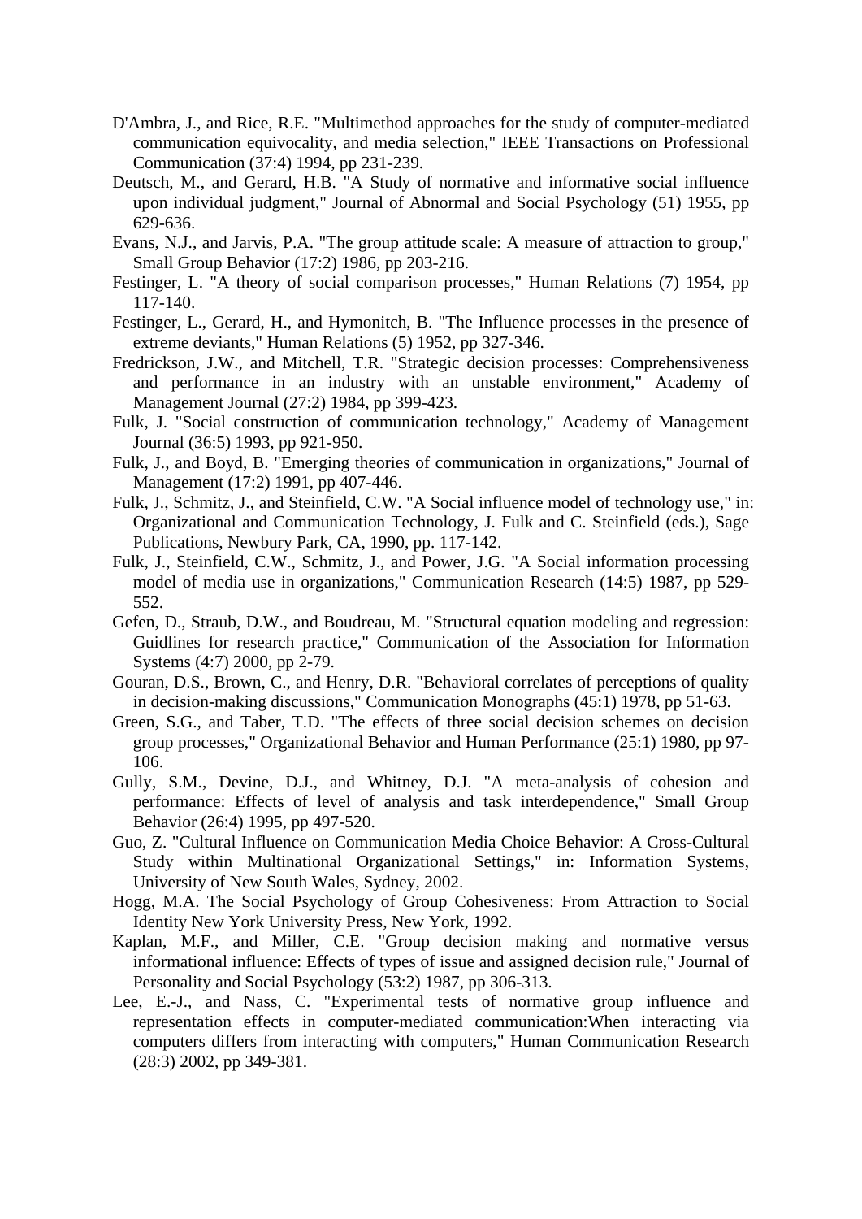D'Ambra, J., and Rice, R.E. "Multimethod approaches for the study of computer-mediated communication equivocality, and media selection," IEEE Transactions on Professional Communication (37:4) 1994, pp 231-239.

Deutsch, M., and Gerard, H.B. "A Study of normative and informative social influence upon individual judgment," Journal of Abnormal and Social Psychology (51) 1955, pp 629-636.

Evans, N.J., and Jarvis, P.A. "The group attitude scale: A measure of attraction to group," Small Group Behavior (17:2) 1986, pp 203-216.

Festinger, L. "A theory of social comparison processes," Human Relations (7) 1954, pp 117-140.

Festinger, L., Gerard, H., and Hymonitch, B. "The Influence processes in the presence of extreme deviants," Human Relations (5) 1952, pp 327-346.

Fredrickson, J.W., and Mitchell, T.R. "Strategic decision processes: Comprehensiveness and performance in an industry with an unstable environment," Academy of Management Journal (27:2) 1984, pp 399-423.

Fulk, J. "Social construction of communication technology," Academy of Management Journal (36:5) 1993, pp 921-950.

Fulk, J., and Boyd, B. "Emerging theories of communication in organizations," Journal of Management (17:2) 1991, pp 407-446.

Fulk, J., Schmitz, J., and Steinfield, C.W. "A Social influence model of technology use," in: Organizational and Communication Technology, J. Fulk and C. Steinfield (eds.), Sage Publications, Newbury Park, CA, 1990, pp. 117-142.

Fulk, J., Steinfield, C.W., Schmitz, J., and Power, J.G. "A Social information processing model of media use in organizations," Communication Research (14:5) 1987, pp 529-552.

Gefen, D., Straub, D.W., and Boudreau, M. "Structural equation modeling and regression: Guidlines for research practice," Communication of the Association for Information Systems (4:7) 2000, pp 2-79.

Gouran, D.S., Brown, C., and Henry, D.R. "Behavioral correlates of perceptions of quality in decision-making discussions," Communication Monographs (45:1) 1978, pp 51-63.

Green, S.G., and Taber, T.D. "The effects of three social decision schemes on decision group processes," Organizational Behavior and Human Performance (25:1) 1980, pp 97-106.

Gully, S.M., Devine, D.J., and Whitney, D.J. "A meta-analysis of cohesion and performance: Effects of level of analysis and task interdependence," Small Group Behavior (26:4) 1995, pp 497-520.

Guo, Z. "Cultural Influence on Communication Media Choice Behavior: A Cross-Cultural Study within Multinational Organizational Settings," in: Information Systems, University of New South Wales, Sydney, 2002.

Hogg, M.A. The Social Psychology of Group Cohesiveness: From Attraction to Social Identity New York University Press, New York, 1992.

Kaplan, M.F., and Miller, C.E. "Group decision making and normative versus informational influence: Effects of types of issue and assigned decision rule," Journal of Personality and Social Psychology (53:2) 1987, pp 306-313.

Lee, E.-J., and Nass, C. "Experimental tests of normative group influence and representation effects in computer-mediated communication:When interacting via computers differs from interacting with computers," Human Communication Research (28:3) 2002, pp 349-381.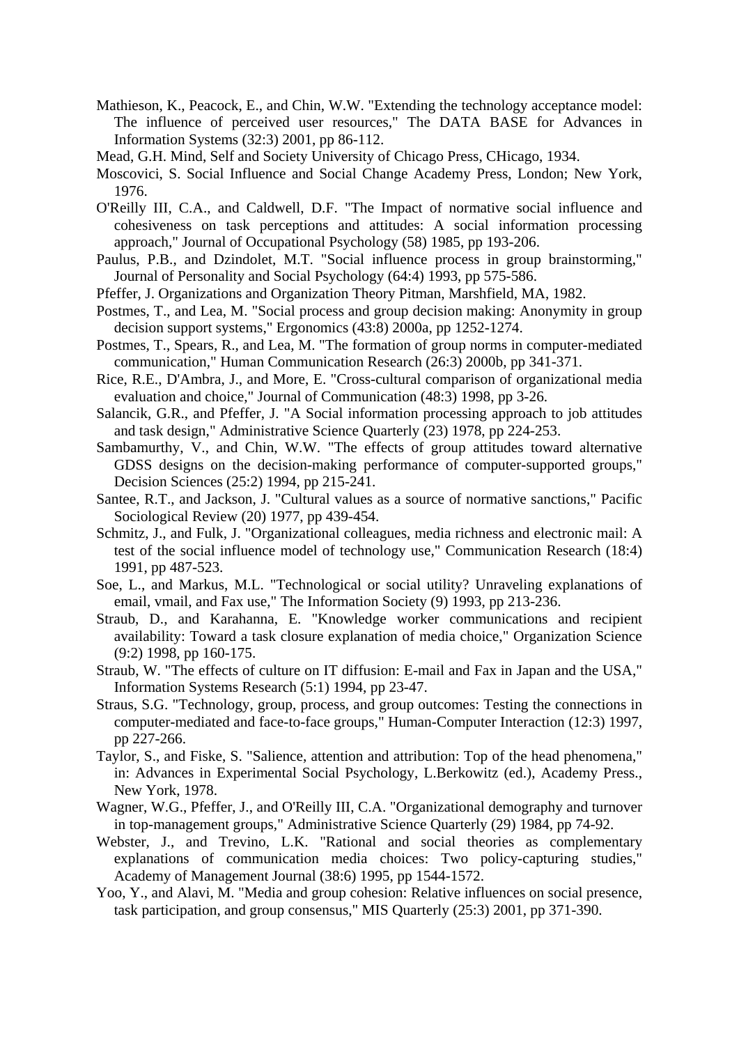Mathieson, K., Peacock, E., and Chin, W.W. "Extending the technology acceptance model: The influence of perceived user resources," The DATA BASE for Advances in Information Systems (32:3) 2001, pp 86-112.

Mead, G.H. Mind, Self and Society University of Chicago Press, CHicago, 1934.

Moscovici, S. Social Influence and Social Change Academy Press, London; New York, 1976.

O'Reilly III, C.A., and Caldwell, D.F. "The Impact of normative social influence and cohesiveness on task perceptions and attitudes: A social information processing approach," Journal of Occupational Psychology (58) 1985, pp 193-206.

Paulus, P.B., and Dzindolet, M.T. "Social influence process in group brainstorming," Journal of Personality and Social Psychology (64:4) 1993, pp 575-586.

Pfeffer, J. Organizations and Organization Theory Pitman, Marshfield, MA, 1982.

Postmes, T., and Lea, M. "Social process and group decision making: Anonymity in group decision support systems," Ergonomics (43:8) 2000a, pp 1252-1274.

Postmes, T., Spears, R., and Lea, M. "The formation of group norms in computer-mediated communication," Human Communication Research (26:3) 2000b, pp 341-371.

Rice, R.E., D'Ambra, J., and More, E. "Cross-cultural comparison of organizational media evaluation and choice," Journal of Communication (48:3) 1998, pp 3-26.

Salancik, G.R., and Pfeffer, J. "A Social information processing approach to job attitudes and task design," Administrative Science Quarterly (23) 1978, pp 224-253.

Sambamurthy, V., and Chin, W.W. "The effects of group attitudes toward alternative GDSS designs on the decision-making performance of computer-supported groups," Decision Sciences (25:2) 1994, pp 215-241.

Santee, R.T., and Jackson, J. "Cultural values as a source of normative sanctions," Pacific Sociological Review (20) 1977, pp 439-454.

Schmitz, J., and Fulk, J. "Organizational colleagues, media richness and electronic mail: A test of the social influence model of technology use," Communication Research (18:4) 1991, pp 487-523.

Soe, L., and Markus, M.L. "Technological or social utility? Unraveling explanations of email, vmail, and Fax use," The Information Society (9) 1993, pp 213-236.

Straub, D., and Karahanna, E. "Knowledge worker communications and recipient availability: Toward a task closure explanation of media choice," Organization Science (9:2) 1998, pp 160-175.

Straub, W. "The effects of culture on IT diffusion: E-mail and Fax in Japan and the USA," Information Systems Research (5:1) 1994, pp 23-47.

Straus, S.G. "Technology, group, process, and group outcomes: Testing the connections in computer-mediated and face-to-face groups," Human-Computer Interaction (12:3) 1997, pp 227-266.

Taylor, S., and Fiske, S. "Salience, attention and attribution: Top of the head phenomena," in: Advances in Experimental Social Psychology, L.Berkowitz (ed.), Academy Press., New York, 1978.

Wagner, W.G., Pfeffer, J., and O'Reilly III, C.A. "Organizational demography and turnover in top-management groups," Administrative Science Quarterly (29) 1984, pp 74-92.

Webster, J., and Trevino, L.K. "Rational and social theories as complementary explanations of communication media choices: Two policy-capturing studies," Academy of Management Journal (38:6) 1995, pp 1544-1572.

Yoo, Y., and Alavi, M. "Media and group cohesion: Relative influences on social presence, task participation, and group consensus," MIS Quarterly (25:3) 2001, pp 371-390.